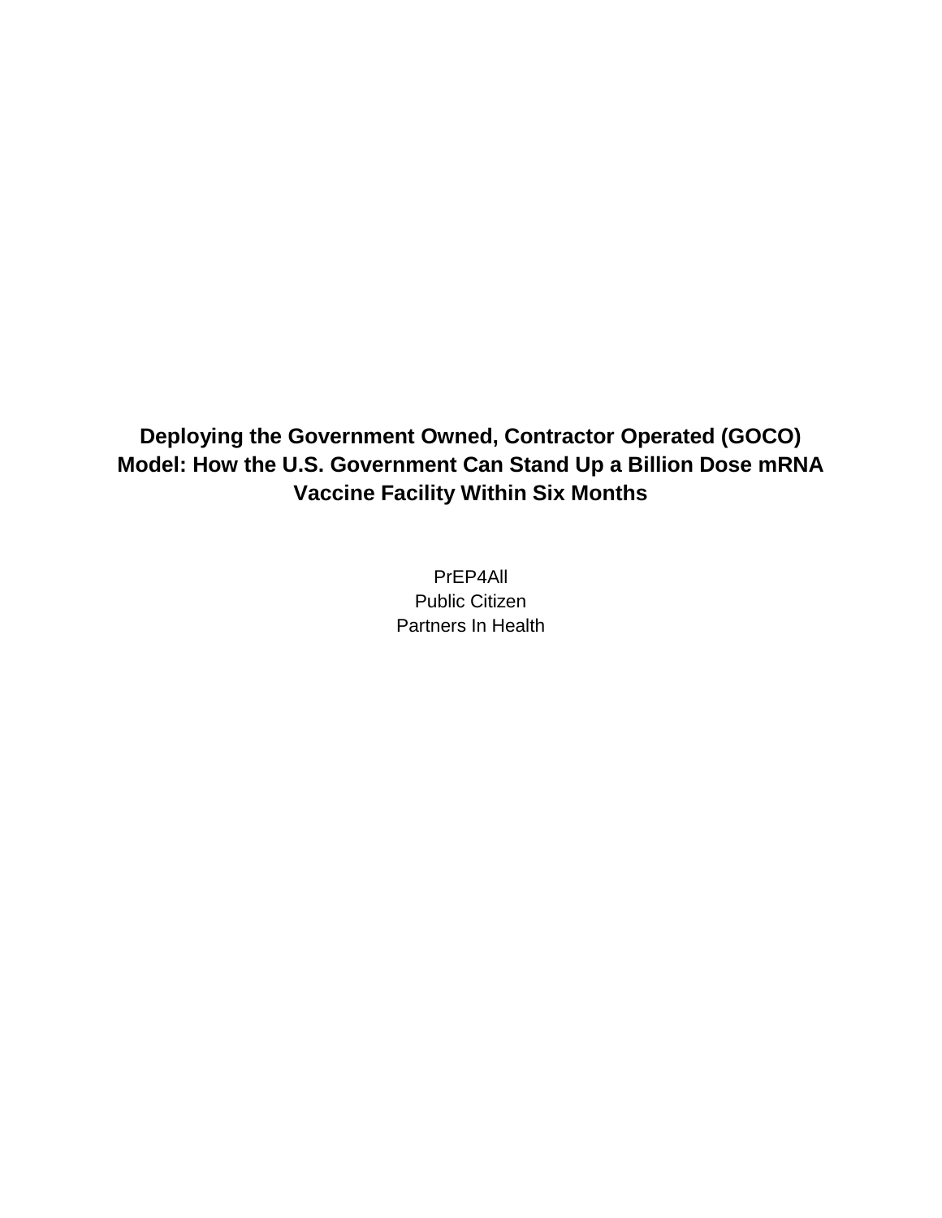# Deploying the Government Owned, Contractor Operated (GOCO) Model: How the U.S. Government Can Stand Up a Billion Dose mRNA Vaccine Facility Within Six Months

PrEP4All

Public Citizen

Partners In Health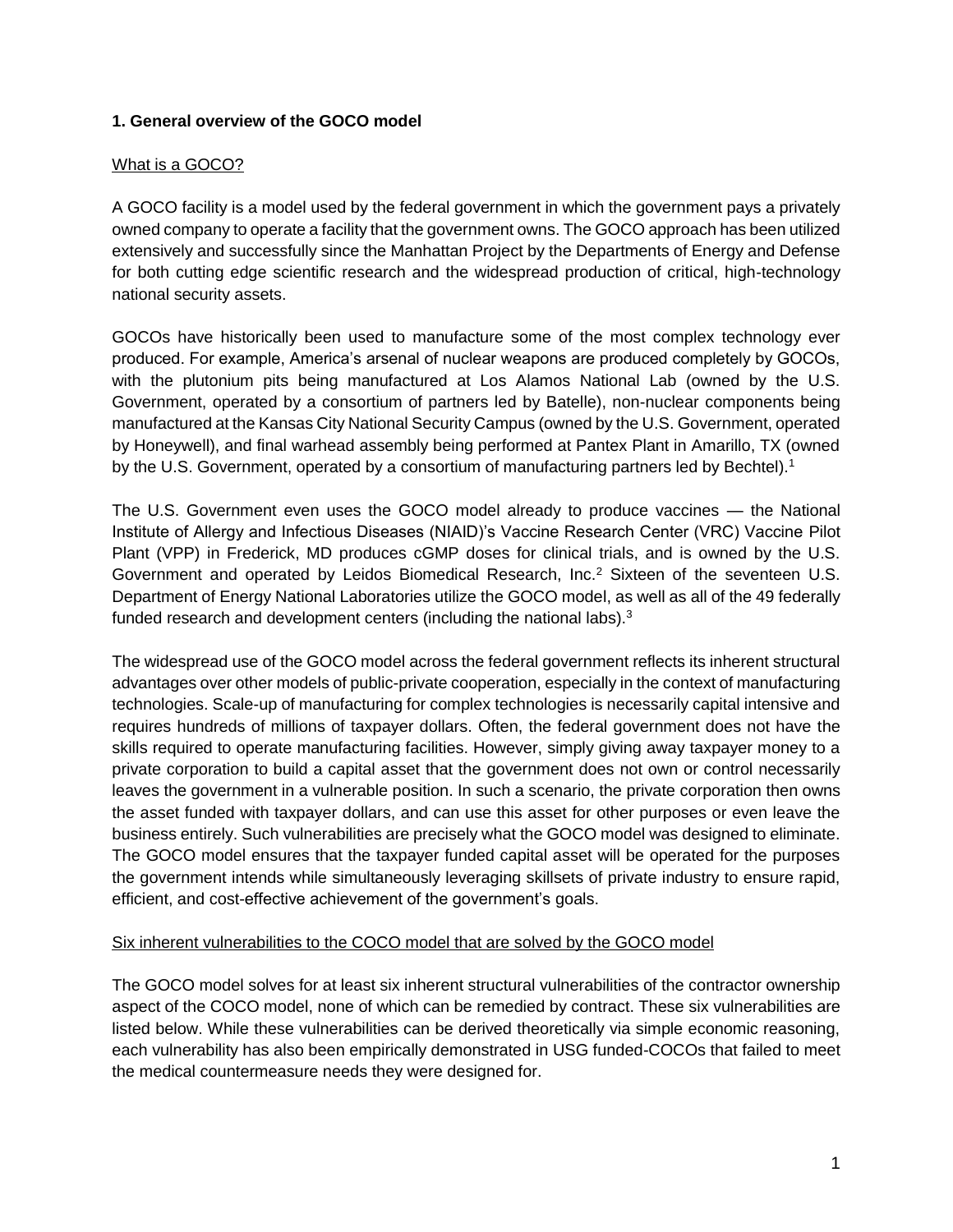### 1. General overview of the GOCO model

What is a GOCO?

A GOCO facility is a model used by the federal government in which the government pays a privately owned company to operate a facility that the government owns. The GOCO approach has been utilized extensively and successfully since the Manhattan Project by the Departments of Energy and Defense for both cutting edge scientific research and the widespread production of critical, high-technology national security assets.

GOCOs have historically been used to manufacture some of the most complex technology ever produced. For example, America's arsenal of nuclear weapons are produced completely by GOCOs, with the plutonium pits being manufactured at Los Alamos National Lab (owned by the U.S. Government, operated by a consortium of partners led by Batelle), non-nuclear components being manufactured at the Kansas City National Security Campus (owned by the U.S. Government, operated by Honeywell), and final warhead assembly being performed at Pantex Plant in Amarillo, TX (owned by the U.S. Government, operated by a consortium of manufacturing partners led by Bechtel).[1]

The U.S. Government even uses the GOCO model already to produce vaccines — the National Institute of Allergy and Infectious Diseases (NIAID)'s Vaccine Research Center (VRC) Vaccine Pilot Plant (VPP) in Frederick, MD produces cGMP doses for clinical trials, and is owned by the U.S. Government and operated by Leidos Biomedical Research, Inc.[2] Sixteen of the seventeen U.S. Department of Energy National Laboratories utilize the GOCO model, as well as all of the 49 federally funded research and development centers (including the national labs).[3]

The widespread use of the GOCO model across the federal government reflects its inherent structural advantages over other models of public-private cooperation, especially in the context of manufacturing technologies. Scale-up of manufacturing for complex technologies is necessarily capital intensive and requires hundreds of millions of taxpayer dollars. Often, the federal government does not have the skills required to operate manufacturing facilities. However, simply giving away taxpayer money to a private corporation to build a capital asset that the government does not own or control necessarily leaves the government in a vulnerable position. In such a scenario, the private corporation then owns the asset funded with taxpayer dollars, and can use this asset for other purposes or even leave the business entirely. Such vulnerabilities are precisely what the GOCO model was designed to eliminate. The GOCO model ensures that the taxpayer funded capital asset will be operated for the purposes the government intends while simultaneously leveraging skillsets of private industry to ensure rapid, efficient, and cost-effective achievement of the government's goals.

Six inherent vulnerabilities to the COCO model that are solved by the GOCO model

The GOCO model solves for at least six inherent structural vulnerabilities of the contractor ownership aspect of the COCO model, none of which can be remedied by contract. These six vulnerabilities are listed below. While these vulnerabilities can be derived theoretically via simple economic reasoning, each vulnerability has also been empirically demonstrated in USG funded-COCOs that failed to meet the medical countermeasure needs they were designed for.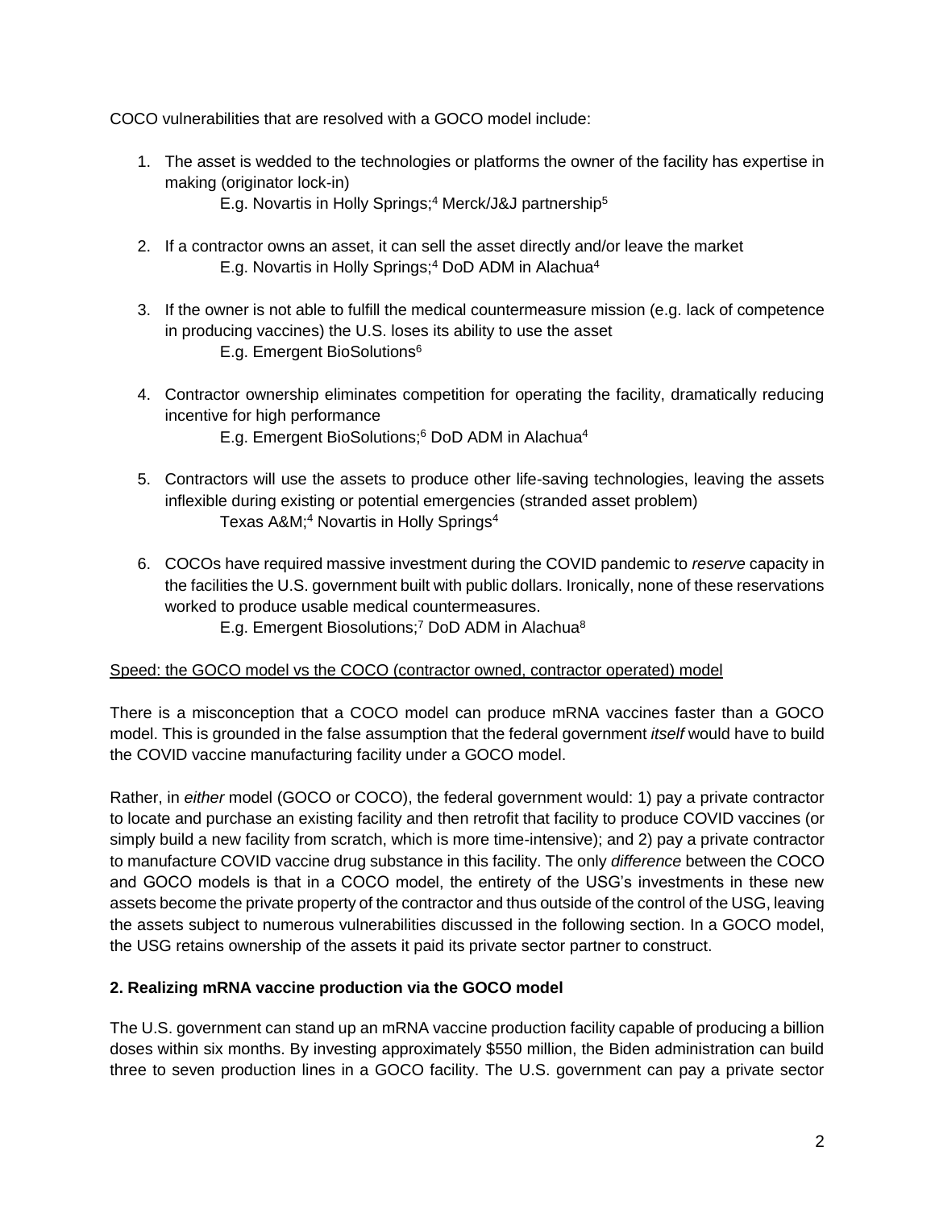COCO vulnerabilities that are resolved with a GOCO model include:

1. The asset is wedded to the technologies or platforms the owner of the facility has expertise in making (originator lock-in)
   E.g. Novartis in Holly Springs;[4] Merck/J&J partnership[5]

2. If a contractor owns an asset, it can sell the asset directly and/or leave the market
   E.g. Novartis in Holly Springs;[4] DoD ADM in Alachua[4]

3. If the owner is not able to fulfill the medical countermeasure mission (e.g. lack of competence in producing vaccines) the U.S. loses its ability to use the asset
   E.g. Emergent BioSolutions[6]

4. Contractor ownership eliminates competition for operating the facility, dramatically reducing incentive for high performance
   E.g. Emergent BioSolutions;[6] DoD ADM in Alachua[4]

5. Contractors will use the assets to produce other life-saving technologies, leaving the assets inflexible during existing or potential emergencies (stranded asset problem)
   Texas A&M;[4] Novartis in Holly Springs[4]

6. COCOs have required massive investment during the COVID pandemic to *reserve* capacity in the facilities the U.S. government built with public dollars. Ironically, none of these reservations worked to produce usable medical countermeasures.
   E.g. Emergent Biosolutions;[7] DoD ADM in Alachua[8]

<u>Speed: the GOCO model vs the COCO (contractor owned, contractor operated) model</u>

There is a misconception that a COCO model can produce mRNA vaccines faster than a GOCO model. This is grounded in the false assumption that the federal government *itself* would have to build the COVID vaccine manufacturing facility under a GOCO model.

Rather, in *either* model (GOCO or COCO), the federal government would: 1) pay a private contractor to locate and purchase an existing facility and then retrofit that facility to produce COVID vaccines (or simply build a new facility from scratch, which is more time-intensive); and 2) pay a private contractor to manufacture COVID vaccine drug substance in this facility. The only *difference* between the COCO and GOCO models is that in a COCO model, the entirety of the USG's investments in these new assets become the private property of the contractor and thus outside of the control of the USG, leaving the assets subject to numerous vulnerabilities discussed in the following section. In a GOCO model, the USG retains ownership of the assets it paid its private sector partner to construct.

### 2. Realizing mRNA vaccine production via the GOCO model

The U.S. government can stand up an mRNA vaccine production facility capable of producing a billion doses within six months. By investing approximately $550 million, the Biden administration can build three to seven production lines in a GOCO facility. The U.S. government can pay a private sector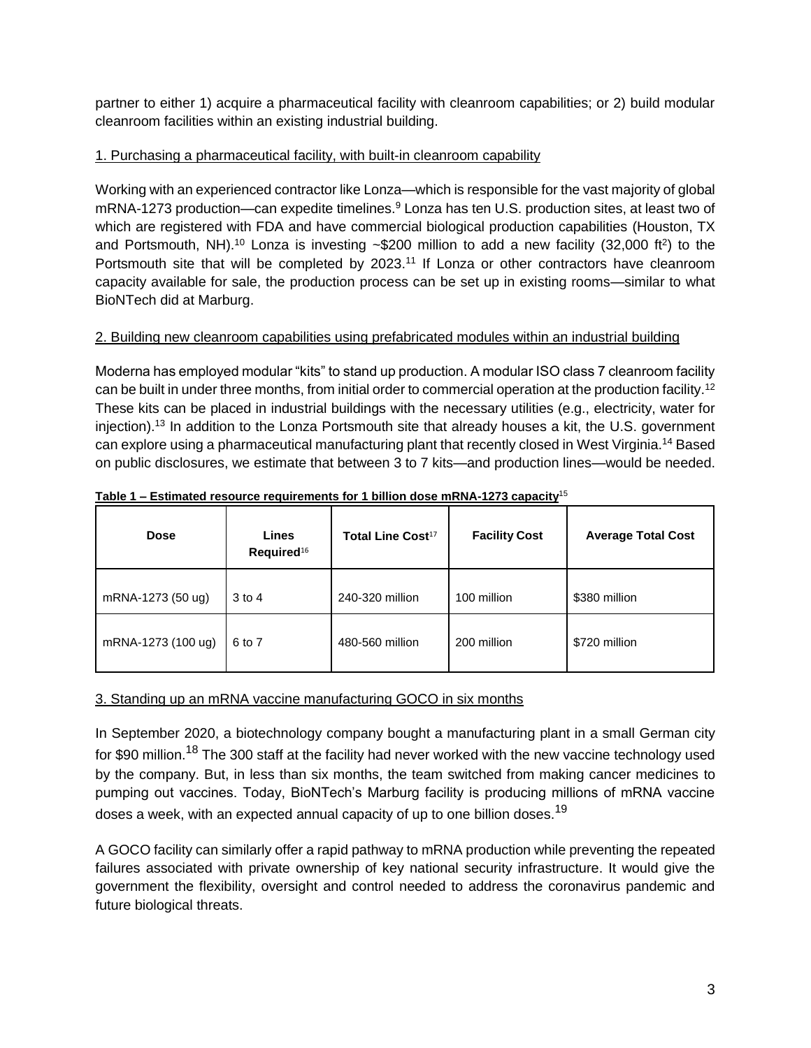partner to either 1) acquire a pharmaceutical facility with cleanroom capabilities; or 2) build modular cleanroom facilities within an existing industrial building.

1. Purchasing a pharmaceutical facility, with built-in cleanroom capability

Working with an experienced contractor like Lonza—which is responsible for the vast majority of global mRNA-1273 production—can expedite timelines.[9] Lonza has ten U.S. production sites, at least two of which are registered with FDA and have commercial biological production capabilities (Houston, TX and Portsmouth, NH).[10] Lonza is investing ~$200 million to add a new facility (32,000 $ft^2$) to the Portsmouth site that will be completed by 2023.[11] If Lonza or other contractors have cleanroom capacity available for sale, the production process can be set up in existing rooms—similar to what BioNTech did at Marburg.

2. Building new cleanroom capabilities using prefabricated modules within an industrial building

Moderna has employed modular "kits" to stand up production. A modular ISO class 7 cleanroom facility can be built in under three months, from initial order to commercial operation at the production facility.[12] These kits can be placed in industrial buildings with the necessary utilities (e.g., electricity, water for injection).[13] In addition to the Lonza Portsmouth site that already houses a kit, the U.S. government can explore using a pharmaceutical manufacturing plant that recently closed in West Virginia.[14] Based on public disclosures, we estimate that between 3 to 7 kits—and production lines—would be needed.

**Table 1 – Estimated resource requirements for 1 billion dose mRNA-1273 capacity**[15]

| Dose | Lines Required[16] | Total Line Cost[17] | Facility Cost | Average Total Cost |
|---|---|---|---|---|
| mRNA-1273 (50 ug) | 3 to 4 | 240-320 million | 100 million | $380 million |
| mRNA-1273 (100 ug) | 6 to 7 | 480-560 million | 200 million | $720 million |

3. Standing up an mRNA vaccine manufacturing GOCO in six months

In September 2020, a biotechnology company bought a manufacturing plant in a small German city for $90 million.[18] The 300 staff at the facility had never worked with the new vaccine technology used by the company. But, in less than six months, the team switched from making cancer medicines to pumping out vaccines. Today, BioNTech's Marburg facility is producing millions of mRNA vaccine doses a week, with an expected annual capacity of up to one billion doses.[19]

A GOCO facility can similarly offer a rapid pathway to mRNA production while preventing the repeated failures associated with private ownership of key national security infrastructure. It would give the government the flexibility, oversight and control needed to address the coronavirus pandemic and future biological threats.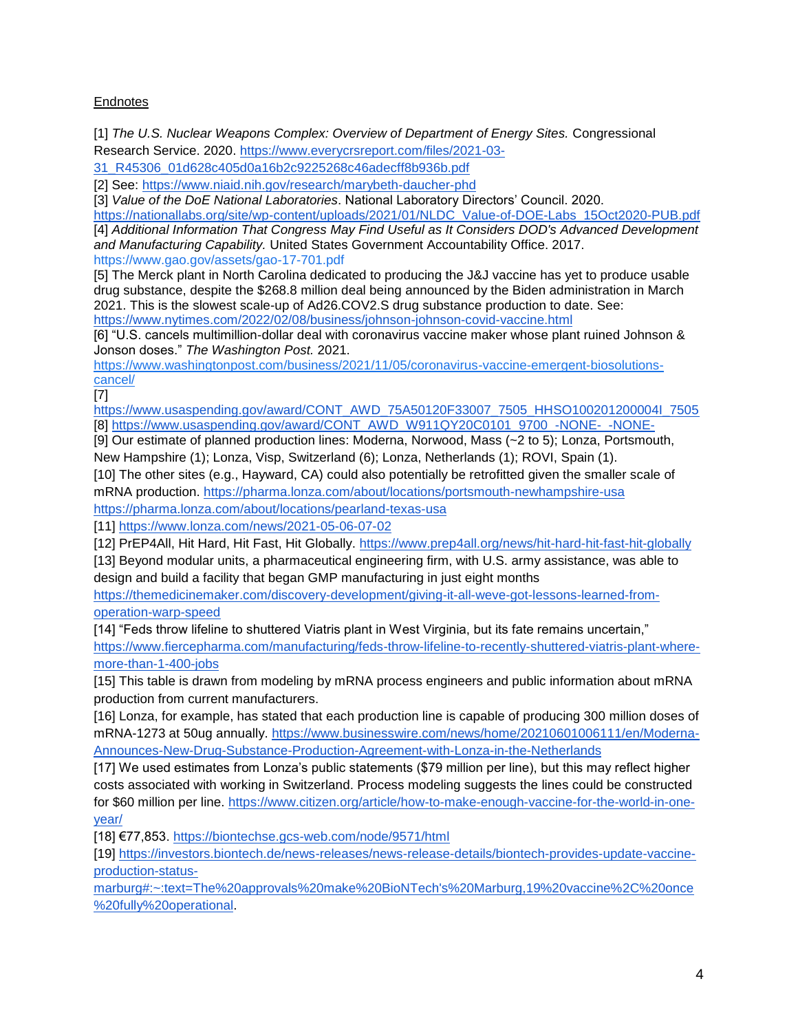Endnotes

[1] *The U.S. Nuclear Weapons Complex: Overview of Department of Energy Sites.* Congressional Research Service. 2020. https://www.everycrsreport.com/files/2021-03-31_R45306_01d628c405d0a16b2c9225268c46adecff8b936b.pdf

[2] See: https://www.niaid.nih.gov/research/marybeth-daucher-phd

[3] *Value of the DoE National Laboratories*. National Laboratory Directors' Council. 2020. https://nationallabs.org/site/wp-content/uploads/2021/01/NLDC_Value-of-DOE-Labs_15Oct2020-PUB.pdf

[4] *Additional Information That Congress May Find Useful as It Considers DOD's Advanced Development and Manufacturing Capability.* United States Government Accountability Office. 2017. https://www.gao.gov/assets/gao-17-701.pdf

[5] The Merck plant in North Carolina dedicated to producing the J&J vaccine has yet to produce usable drug substance, despite the $268.8 million deal being announced by the Biden administration in March 2021. This is the slowest scale-up of Ad26.COV2.S drug substance production to date. See: https://www.nytimes.com/2022/02/08/business/johnson-johnson-covid-vaccine.html

[6] "U.S. cancels multimillion-dollar deal with coronavirus vaccine maker whose plant ruined Johnson & Jonson doses." *The Washington Post.* 2021. https://www.washingtonpost.com/business/2021/11/05/coronavirus-vaccine-emergent-biosolutions-cancel/

[7] https://www.usaspending.gov/award/CONT_AWD_75A50120F33007_7505_HHSO100201200004I_7505

[8] https://www.usaspending.gov/award/CONT_AWD_W911QY20C0101_9700_-NONE-_-NONE-

[9] Our estimate of planned production lines: Moderna, Norwood, Mass (~2 to 5); Lonza, Portsmouth, New Hampshire (1); Lonza, Visp, Switzerland (6); Lonza, Netherlands (1); ROVI, Spain (1).

[10] The other sites (e.g., Hayward, CA) could also potentially be retrofitted given the smaller scale of mRNA production. https://pharma.lonza.com/about/locations/portsmouth-newhampshire-usa https://pharma.lonza.com/about/locations/pearland-texas-usa

[11] https://www.lonza.com/news/2021-05-06-07-02

[12] PrEP4All, Hit Hard, Hit Fast, Hit Globally. https://www.prep4all.org/news/hit-hard-hit-fast-hit-globally

[13] Beyond modular units, a pharmaceutical engineering firm, with U.S. army assistance, was able to design and build a facility that began GMP manufacturing in just eight months https://themedicinemaker.com/discovery-development/giving-it-all-weve-got-lessons-learned-from-operation-warp-speed

[14] "Feds throw lifeline to shuttered Viatris plant in West Virginia, but its fate remains uncertain," https://www.fiercepharma.com/manufacturing/feds-throw-lifeline-to-recently-shuttered-viatris-plant-where-more-than-1-400-jobs

[15] This table is drawn from modeling by mRNA process engineers and public information about mRNA production from current manufacturers.

[16] Lonza, for example, has stated that each production line is capable of producing 300 million doses of mRNA-1273 at 50ug annually. https://www.businesswire.com/news/home/20210601006111/en/Moderna-Announces-New-Drug-Substance-Production-Agreement-with-Lonza-in-the-Netherlands

[17] We used estimates from Lonza's public statements ($79 million per line), but this may reflect higher costs associated with working in Switzerland. Process modeling suggests the lines could be constructed for $60 million per line. https://www.citizen.org/article/how-to-make-enough-vaccine-for-the-world-in-one-year/

[18] €77,853. https://biontechse.gcs-web.com/node/9571/html

[19] https://investors.biontech.de/news-releases/news-release-details/biontech-provides-update-vaccine-production-status-marburg#:~:text=The%20approvals%20make%20BioNTech's%20Marburg,19%20vaccine%2C%20once%20fully%20operational.